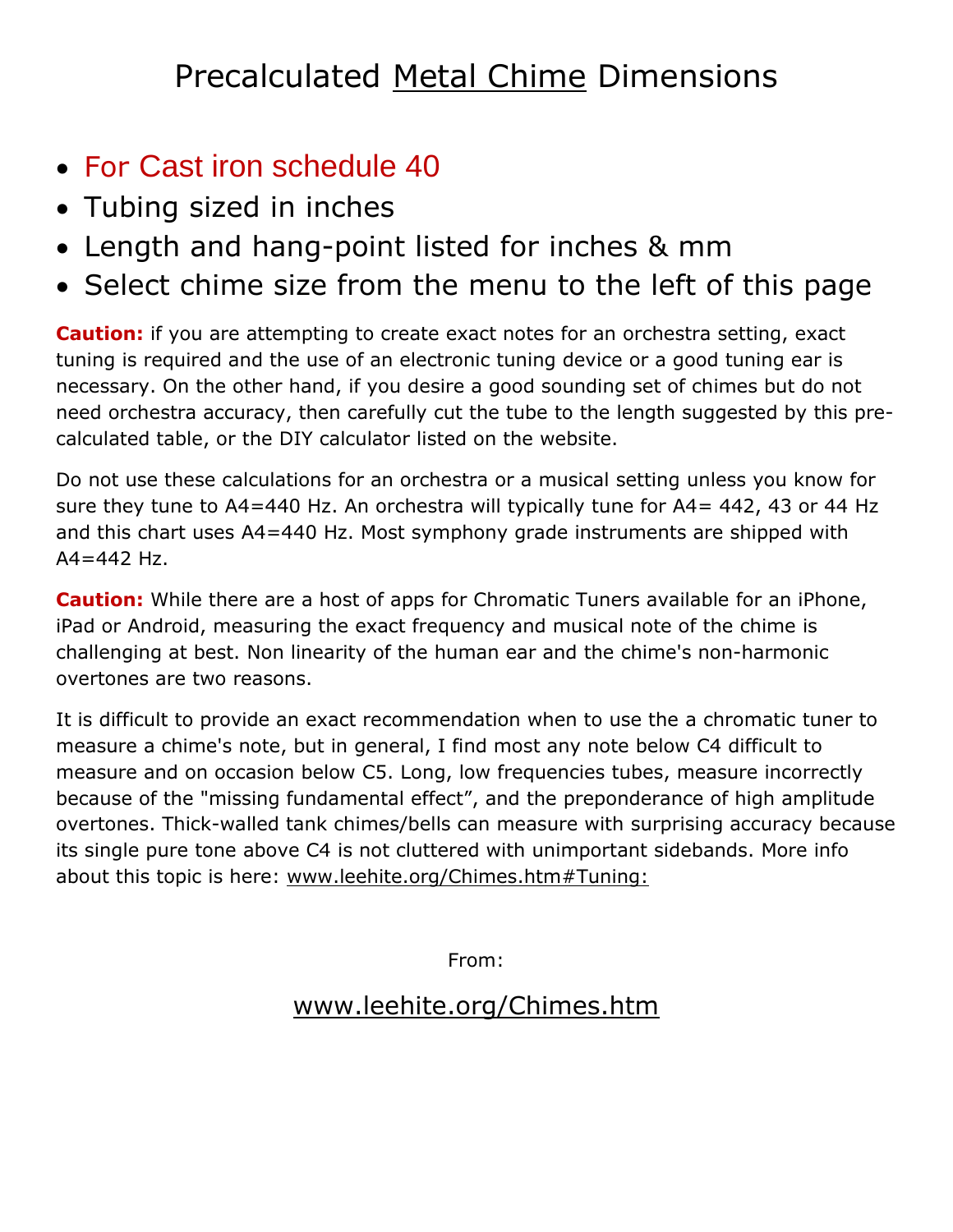# Precalculated Metal Chime Dimensions

- For Cast iron schedule 40
- Tubing sized in inches
- Length and hang-point listed for inches & mm
- Select chime size from the menu to the left of this page

**Caution:** if you are attempting to create exact notes for an orchestra setting, exact tuning is required and the use of an electronic tuning device or a good tuning ear is necessary. On the other hand, if you desire a good sounding set of chimes but do not need orchestra accuracy, then carefully cut the tube to the length suggested by this pre-calculated table, or the DIY calculator listed on the website.

Do not use these calculations for an orchestra or a musical setting unless you know for sure they tune to A4=440 Hz. An orchestra will typically tune for A4= 442, 43 or 44 Hz and this chart uses A4=440 Hz. Most symphony grade instruments are shipped with A4=442 Hz.

**Caution:** While there are a host of apps for Chromatic Tuners available for an iPhone, iPad or Android, measuring the exact frequency and musical note of the chime is challenging at best. Non linearity of the human ear and the chime's non-harmonic overtones are two reasons.

It is difficult to provide an exact recommendation when to use the a chromatic tuner to measure a chime's note, but in general, I find most any note below C4 difficult to measure and on occasion below C5. Long, low frequencies tubes, measure incorrectly because of the "missing fundamental effect", and the preponderance of high amplitude overtones. Thick-walled tank chimes/bells can measure with surprising accuracy because its single pure tone above C4 is not cluttered with unimportant sidebands. More info about this topic is here: www.leehite.org/Chimes.htm#Tuning:

From:

www.leehite.org/Chimes.htm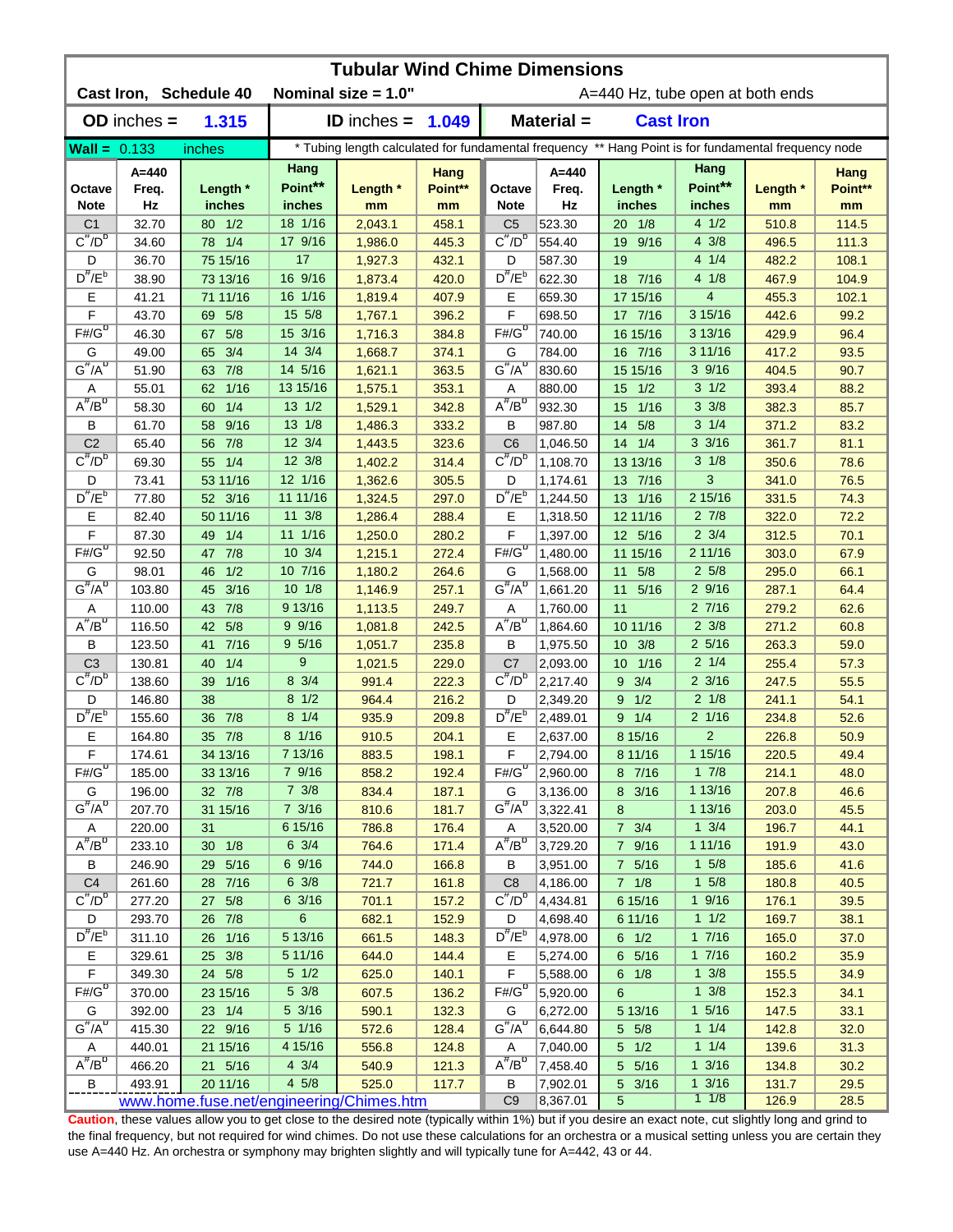# Tubular Wind Chime Dimensions

**Cast Iron, Schedule 40** **Nominal size = 1.0"** A=440 Hz, tube open at both ends

**OD inches = 1.315** **ID inches = 1.049** **Material = Cast Iron**

**Wall = 0.133 inches** * Tubing length calculated for fundamental frequency ** Hang Point is for fundamental frequency node

| Octave Note | A=440 Freq. Hz | Length * inches | Hang Point** inches | Length * mm | Hang Point** mm | Octave Note | A=440 Freq. Hz | Length * inches | Hang Point** inches | Length * mm | Hang Point** mm |
|---|---|---|---|---|---|---|---|---|---|---|---|
| C1 | 32.70 | 80 1/2 | 18 1/16 | 2,043.1 | 458.1 | C5 | 523.30 | 20 1/8 | 4 1/2 | 510.8 | 114.5 |
| C#/Db | 34.60 | 78 1/4 | 17 9/16 | 1,986.0 | 445.3 | C#/Db | 554.40 | 19 9/16 | 4 3/8 | 496.5 | 111.3 |
| D | 36.70 | 75 15/16 | 17 | 1,927.3 | 432.1 | D | 587.30 | 19 | 4 1/4 | 482.2 | 108.1 |
| D#/Eb | 38.90 | 73 13/16 | 16 9/16 | 1,873.4 | 420.0 | D#/Eb | 622.30 | 18 7/16 | 4 1/8 | 467.9 | 104.9 |
| E | 41.21 | 71 11/16 | 16 1/16 | 1,819.4 | 407.9 | E | 659.30 | 17 15/16 | 4 | 455.3 | 102.1 |
| F | 43.70 | 69 5/8 | 15 5/8 | 1,767.1 | 396.2 | F | 698.50 | 17 7/16 | 3 15/16 | 442.6 | 99.2 |
| F#/Gb | 46.30 | 67 5/8 | 15 3/16 | 1,716.3 | 384.8 | F#/Gb | 740.00 | 16 15/16 | 3 13/16 | 429.9 | 96.4 |
| G | 49.00 | 65 3/4 | 14 3/4 | 1,668.7 | 374.1 | G | 784.00 | 16 7/16 | 3 11/16 | 417.2 | 93.5 |
| G#/Ab | 51.90 | 63 7/8 | 14 5/16 | 1,621.1 | 363.5 | G#/Ab | 830.60 | 15 15/16 | 3 9/16 | 404.5 | 90.7 |
| A | 55.01 | 62 1/16 | 13 15/16 | 1,575.1 | 353.1 | A | 880.00 | 15 1/2 | 3 1/2 | 393.4 | 88.2 |
| A#/Bb | 58.30 | 60 1/4 | 13 1/2 | 1,529.1 | 342.8 | A#/Bb | 932.30 | 15 1/16 | 3 3/8 | 382.3 | 85.7 |
| B | 61.70 | 58 9/16 | 13 1/8 | 1,486.3 | 333.2 | B | 987.80 | 14 5/8 | 3 1/4 | 371.2 | 83.2 |
| C2 | 65.40 | 56 7/8 | 12 3/4 | 1,443.5 | 323.6 | C6 | 1,046.50 | 14 1/4 | 3 3/16 | 361.7 | 81.1 |
| C#/Db | 69.30 | 55 1/4 | 12 3/8 | 1,402.2 | 314.4 | C#/Db | 1,108.70 | 13 13/16 | 3 1/8 | 350.6 | 78.6 |
| D | 73.41 | 53 11/16 | 12 1/16 | 1,362.6 | 305.5 | D | 1,174.61 | 13 7/16 | 3 | 341.0 | 76.5 |
| D#/Eb | 77.80 | 52 3/16 | 11 11/16 | 1,324.5 | 297.0 | D#/Eb | 1,244.50 | 13 1/16 | 2 15/16 | 331.5 | 74.3 |
| E | 82.40 | 50 11/16 | 11 3/8 | 1,286.4 | 288.4 | E | 1,318.50 | 12 11/16 | 2 7/8 | 322.0 | 72.2 |
| F | 87.30 | 49 1/4 | 11 1/16 | 1,250.0 | 280.2 | F | 1,397.00 | 12 5/16 | 2 3/4 | 312.5 | 70.1 |
| F#/Gb | 92.50 | 47 7/8 | 10 3/4 | 1,215.1 | 272.4 | F#/Gb | 1,480.00 | 11 15/16 | 2 11/16 | 303.0 | 67.9 |
| G | 98.01 | 46 1/2 | 10 7/16 | 1,180.2 | 264.6 | G | 1,568.00 | 11 5/8 | 2 5/8 | 295.0 | 66.1 |
| G#/Ab | 103.80 | 45 3/16 | 10 1/8 | 1,146.9 | 257.1 | G#/Ab | 1,661.20 | 11 5/16 | 2 9/16 | 287.1 | 64.4 |
| A | 110.00 | 43 7/8 | 9 13/16 | 1,113.5 | 249.7 | A | 1,760.00 | 11 | 2 7/16 | 279.2 | 62.6 |
| A#/Bb | 116.50 | 42 5/8 | 9 9/16 | 1,081.8 | 242.5 | A#/Bb | 1,864.60 | 10 11/16 | 2 3/8 | 271.2 | 60.8 |
| B | 123.50 | 41 7/16 | 9 5/16 | 1,051.7 | 235.8 | B | 1,975.50 | 10 3/8 | 2 5/16 | 263.3 | 59.0 |
| C3 | 130.81 | 40 1/4 | 9 | 1,021.5 | 229.0 | C7 | 2,093.00 | 10 1/16 | 2 1/4 | 255.4 | 57.3 |
| C#/Db | 138.60 | 39 1/16 | 8 3/4 | 991.4 | 222.3 | C#/Db | 2,217.40 | 9 3/4 | 2 3/16 | 247.5 | 55.5 |
| D | 146.80 | 38 | 8 1/2 | 964.4 | 216.2 | D | 2,349.20 | 9 1/2 | 2 1/8 | 241.1 | 54.1 |
| D#/Eb | 155.60 | 36 7/8 | 8 1/4 | 935.9 | 209.8 | D#/Eb | 2,489.01 | 9 1/4 | 2 1/16 | 234.8 | 52.6 |
| E | 164.80 | 35 7/8 | 8 1/16 | 910.5 | 204.1 | E | 2,637.00 | 8 15/16 | 2 | 226.8 | 50.9 |
| F | 174.61 | 34 13/16 | 7 13/16 | 883.5 | 198.1 | F | 2,794.00 | 8 11/16 | 1 15/16 | 220.5 | 49.4 |
| F#/Gb | 185.00 | 33 13/16 | 7 9/16 | 858.2 | 192.4 | F#/Gb | 2,960.00 | 8 7/16 | 1 7/8 | 214.1 | 48.0 |
| G | 196.00 | 32 7/8 | 7 3/8 | 834.4 | 187.1 | G | 3,136.00 | 8 3/16 | 1 13/16 | 207.8 | 46.6 |
| G#/Ab | 207.70 | 31 15/16 | 7 3/16 | 810.6 | 181.7 | G#/Ab | 3,322.41 | 8 | 1 13/16 | 203.0 | 45.5 |
| A | 220.00 | 31 | 6 15/16 | 786.8 | 176.4 | A | 3,520.00 | 7 3/4 | 1 3/4 | 196.7 | 44.1 |
| A#/Bb | 233.10 | 30 1/8 | 6 3/4 | 764.6 | 171.4 | A#/Bb | 3,729.20 | 7 9/16 | 1 11/16 | 191.9 | 43.0 |
| B | 246.90 | 29 5/16 | 6 9/16 | 744.0 | 166.8 | B | 3,951.00 | 7 5/16 | 1 5/8 | 185.6 | 41.6 |
| C4 | 261.60 | 28 7/16 | 6 3/8 | 721.7 | 161.8 | C8 | 4,186.00 | 7 1/8 | 1 5/8 | 180.8 | 40.5 |
| C#/Db | 277.20 | 27 5/8 | 6 3/16 | 701.1 | 157.2 | C#/Db | 4,434.81 | 6 15/16 | 1 9/16 | 176.1 | 39.5 |
| D | 293.70 | 26 7/8 | 6 | 682.1 | 152.9 | D | 4,698.40 | 6 11/16 | 1 1/2 | 169.7 | 38.1 |
| D#/Eb | 311.10 | 26 1/16 | 5 13/16 | 661.5 | 148.3 | D#/Eb | 4,978.00 | 6 1/2 | 1 7/16 | 165.0 | 37.0 |
| E | 329.61 | 25 3/8 | 5 11/16 | 644.0 | 144.4 | E | 5,274.00 | 6 5/16 | 1 7/16 | 160.2 | 35.9 |
| F | 349.30 | 24 5/8 | 5 1/2 | 625.0 | 140.1 | F | 5,588.00 | 6 1/8 | 1 3/8 | 155.5 | 34.9 |
| F#/Gb | 370.00 | 23 15/16 | 5 3/8 | 607.5 | 136.2 | F#/Gb | 5,920.00 | 6 | 1 3/8 | 152.3 | 34.1 |
| G | 392.00 | 23 1/4 | 5 3/16 | 590.1 | 132.3 | G | 6,272.00 | 5 13/16 | 1 5/16 | 147.5 | 33.1 |
| G#/Ab | 415.30 | 22 9/16 | 5 1/16 | 572.6 | 128.4 | G#/Ab | 6,644.80 | 5 5/8 | 1 1/4 | 142.8 | 32.0 |
| A | 440.01 | 21 15/16 | 4 15/16 | 556.8 | 124.8 | A | 7,040.00 | 5 1/2 | 1 1/4 | 139.6 | 31.3 |
| A#/Bb | 466.20 | 21 5/16 | 4 3/4 | 540.9 | 121.3 | A#/Bb | 7,458.40 | 5 5/16 | 1 3/16 | 134.8 | 30.2 |
| B | 493.91 | 20 11/16 | 4 5/8 | 525.0 | 117.7 | B | 7,902.01 | 5 3/16 | 1 3/16 | 131.7 | 29.5 |
| | | | | | | C9 | 8,367.01 | 5 | 1 1/8 | 126.9 | 28.5 |

www.home.fuse.net/engineering/Chimes.htm

**Caution**, these values allow you to get close to the desired note (typically within 1%) but if you desire an exact note, cut slightly long and grind to the final frequency, but not required for wind chimes. Do not use these calculations for an orchestra or a musical setting unless you are certain they use A=440 Hz. An orchestra or symphony may brighten slightly and will typically tune for A=442, 43 or 44.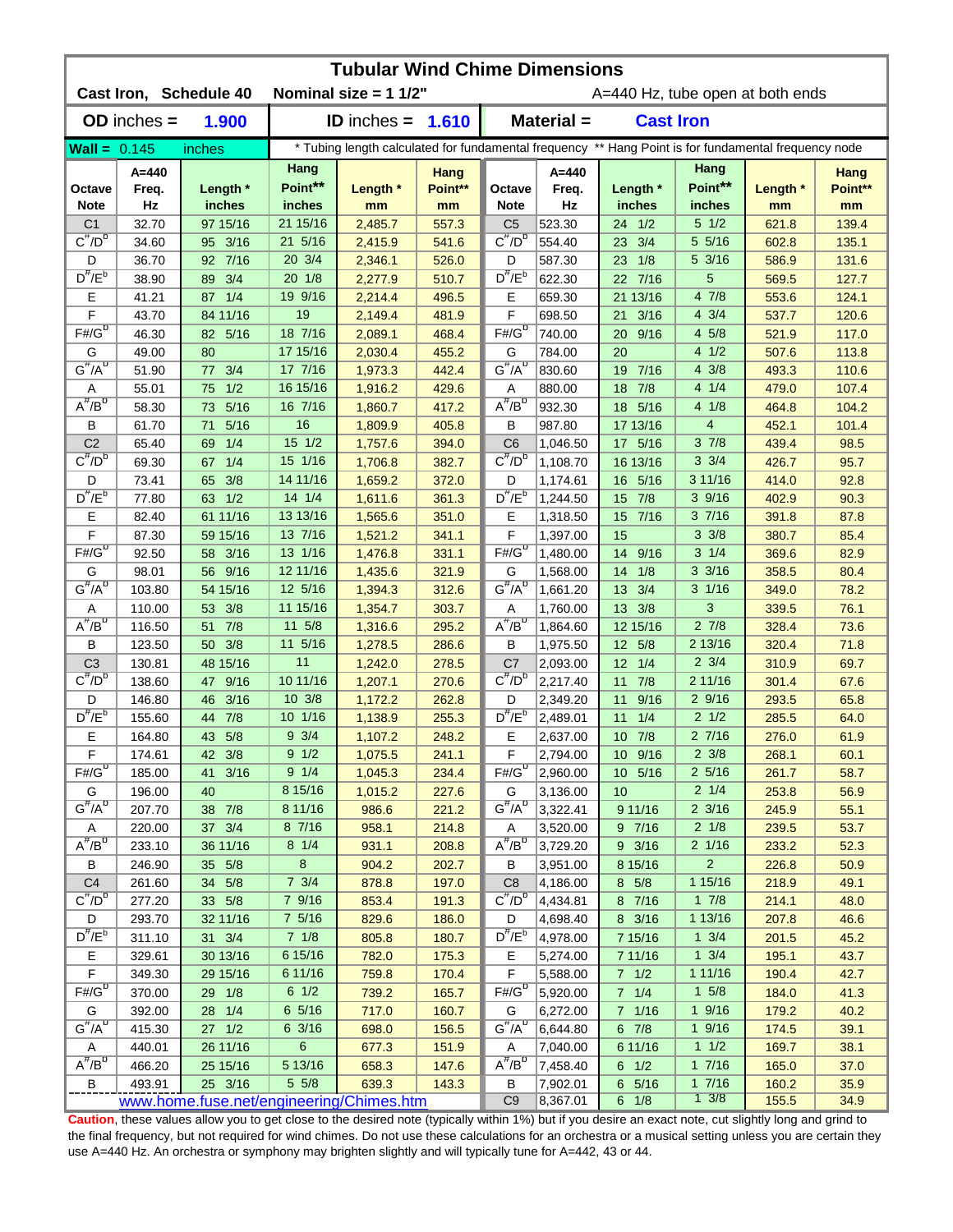# Tubular Wind Chime Dimensions

**Cast Iron, Schedule 40** **Nominal size = 1 1/2"** A=440 Hz, tube open at both ends

**OD inches = 1.900** **ID inches = 1.610** **Material = Cast Iron**

**Wall =** 0.145 inches * Tubing length calculated for fundamental frequency ** Hang Point is for fundamental frequency node

| Octave Note | A=440 Freq. Hz | Length * inches | Hang Point** inches | Length * mm | Hang Point** mm | Octave Note | A=440 Freq. Hz | Length * inches | Hang Point** inches | Length * mm | Hang Point** mm |
|---|---|---|---|---|---|---|---|---|---|---|---|
| C1 | 32.70 | 97 15/16 | 21 15/16 | 2,485.7 | 557.3 | C5 | 523.30 | 24 1/2 | 5 1/2 | 621.8 | 139.4 |
| C#/Db | 34.60 | 95 3/16 | 21 5/16 | 2,415.9 | 541.6 | C#/Db | 554.40 | 23 3/4 | 5 5/16 | 602.8 | 135.1 |
| D | 36.70 | 92 7/16 | 20 3/4 | 2,346.1 | 526.0 | D | 587.30 | 23 1/8 | 5 3/16 | 586.9 | 131.6 |
| D#/Eb | 38.90 | 89 3/4 | 20 1/8 | 2,277.9 | 510.7 | D#/Eb | 622.30 | 22 7/16 | 5 | 569.5 | 127.7 |
| E | 41.21 | 87 1/4 | 19 9/16 | 2,214.4 | 496.5 | E | 659.30 | 21 13/16 | 4 7/8 | 553.6 | 124.1 |
| F | 43.70 | 84 11/16 | 19 | 2,149.4 | 481.9 | F | 698.50 | 21 3/16 | 4 3/4 | 537.7 | 120.6 |
| F#/Gb | 46.30 | 82 5/16 | 18 7/16 | 2,089.1 | 468.4 | F#/Gb | 740.00 | 20 9/16 | 4 5/8 | 521.9 | 117.0 |
| G | 49.00 | 80 | 17 15/16 | 2,030.4 | 455.2 | G | 784.00 | 20 | 4 1/2 | 507.6 | 113.8 |
| G#/Ab | 51.90 | 77 3/4 | 17 7/16 | 1,973.3 | 442.4 | G#/Ab | 830.60 | 19 7/16 | 4 3/8 | 493.3 | 110.6 |
| A | 55.01 | 75 1/2 | 16 15/16 | 1,916.2 | 429.6 | A | 880.00 | 18 7/8 | 4 1/4 | 479.0 | 107.4 |
| A#/Bb | 58.30 | 73 5/16 | 16 7/16 | 1,860.7 | 417.2 | A#/Bb | 932.30 | 18 5/16 | 4 1/8 | 464.8 | 104.2 |
| B | 61.70 | 71 5/16 | 16 | 1,809.9 | 405.8 | B | 987.80 | 17 13/16 | 4 | 452.1 | 101.4 |
| C2 | 65.40 | 69 1/4 | 15 1/2 | 1,757.6 | 394.0 | C6 | 1,046.50 | 17 5/16 | 3 7/8 | 439.4 | 98.5 |
| C#/Db | 69.30 | 67 1/4 | 15 1/16 | 1,706.8 | 382.7 | C#/Db | 1,108.70 | 16 13/16 | 3 3/4 | 426.7 | 95.7 |
| D | 73.41 | 65 3/8 | 14 11/16 | 1,659.2 | 372.0 | D | 1,174.61 | 16 5/16 | 3 11/16 | 414.0 | 92.8 |
| D#/Eb | 77.80 | 63 1/2 | 14 1/4 | 1,611.6 | 361.3 | D#/Eb | 1,244.50 | 15 7/8 | 3 9/16 | 402.9 | 90.3 |
| E | 82.40 | 61 11/16 | 13 13/16 | 1,565.6 | 351.0 | E | 1,318.50 | 15 7/16 | 3 7/16 | 391.8 | 87.8 |
| F | 87.30 | 59 15/16 | 13 7/16 | 1,521.2 | 341.1 | F | 1,397.00 | 15 | 3 3/8 | 380.7 | 85.4 |
| F#/Gb | 92.50 | 58 3/16 | 13 1/16 | 1,476.8 | 331.1 | F#/Gb | 1,480.00 | 14 9/16 | 3 1/4 | 369.6 | 82.9 |
| G | 98.01 | 56 9/16 | 12 11/16 | 1,435.6 | 321.9 | G | 1,568.00 | 14 1/8 | 3 3/16 | 358.5 | 80.4 |
| G#/Ab | 103.80 | 54 15/16 | 12 5/16 | 1,394.3 | 312.6 | G#/Ab | 1,661.20 | 13 3/4 | 3 1/16 | 349.0 | 78.2 |
| A | 110.00 | 53 3/8 | 11 15/16 | 1,354.7 | 303.7 | A | 1,760.00 | 13 3/8 | 3 | 339.5 | 76.1 |
| A#/Bb | 116.50 | 51 7/8 | 11 5/8 | 1,316.6 | 295.2 | A#/Bb | 1,864.60 | 12 15/16 | 2 7/8 | 328.4 | 73.6 |
| B | 123.50 | 50 3/8 | 11 5/16 | 1,278.5 | 286.6 | B | 1,975.50 | 12 5/8 | 2 13/16 | 320.4 | 71.8 |
| C3 | 130.81 | 48 15/16 | 11 | 1,242.0 | 278.5 | C7 | 2,093.00 | 12 1/4 | 2 3/4 | 310.9 | 69.7 |
| C#/Db | 138.60 | 47 9/16 | 10 11/16 | 1,207.1 | 270.6 | C#/Db | 2,217.40 | 11 7/8 | 2 11/16 | 301.4 | 67.6 |
| D | 146.80 | 46 3/16 | 10 3/8 | 1,172.2 | 262.8 | D | 2,349.20 | 11 9/16 | 2 9/16 | 293.5 | 65.8 |
| D#/Eb | 155.60 | 44 7/8 | 10 1/16 | 1,138.9 | 255.3 | D#/Eb | 2,489.01 | 11 1/4 | 2 1/2 | 285.5 | 64.0 |
| E | 164.80 | 43 5/8 | 9 3/4 | 1,107.2 | 248.2 | E | 2,637.00 | 10 7/8 | 2 7/16 | 276.0 | 61.9 |
| F | 174.61 | 42 3/8 | 9 1/2 | 1,075.5 | 241.1 | F | 2,794.00 | 10 9/16 | 2 3/8 | 268.1 | 60.1 |
| F#/Gb | 185.00 | 41 3/16 | 9 1/4 | 1,045.3 | 234.4 | F#/Gb | 2,960.00 | 10 5/16 | 2 5/16 | 261.7 | 58.7 |
| G | 196.00 | 40 | 8 15/16 | 1,015.2 | 227.6 | G | 3,136.00 | 10 | 2 1/4 | 253.8 | 56.9 |
| G#/Ab | 207.70 | 38 7/8 | 8 11/16 | 986.6 | 221.2 | G#/Ab | 3,322.41 | 9 11/16 | 2 3/16 | 245.9 | 55.1 |
| A | 220.00 | 37 3/4 | 8 7/16 | 958.1 | 214.8 | A | 3,520.00 | 9 7/16 | 2 1/8 | 239.5 | 53.7 |
| A#/Bb | 233.10 | 36 11/16 | 8 1/4 | 931.1 | 208.8 | A#/Bb | 3,729.20 | 9 3/16 | 2 1/16 | 233.2 | 52.3 |
| B | 246.90 | 35 5/8 | 8 | 904.2 | 202.7 | B | 3,951.00 | 8 15/16 | 2 | 226.8 | 50.9 |
| C4 | 261.60 | 34 5/8 | 7 3/4 | 878.8 | 197.0 | C8 | 4,186.00 | 8 5/8 | 1 15/16 | 218.9 | 49.1 |
| C#/Db | 277.20 | 33 5/8 | 7 9/16 | 853.4 | 191.3 | C#/Db | 4,434.81 | 8 7/16 | 1 7/8 | 214.1 | 48.0 |
| D | 293.70 | 32 11/16 | 7 5/16 | 829.6 | 186.0 | D | 4,698.40 | 8 3/16 | 1 13/16 | 207.8 | 46.6 |
| D#/Eb | 311.10 | 31 3/4 | 7 1/8 | 805.8 | 180.7 | D#/Eb | 4,978.00 | 7 15/16 | 1 3/4 | 201.5 | 45.2 |
| E | 329.61 | 30 13/16 | 6 15/16 | 782.0 | 175.3 | E | 5,274.00 | 7 11/16 | 1 3/4 | 195.1 | 43.7 |
| F | 349.30 | 29 15/16 | 6 11/16 | 759.8 | 170.4 | F | 5,588.00 | 7 1/2 | 1 11/16 | 190.4 | 42.7 |
| F#/Gb | 370.00 | 29 1/8 | 6 1/2 | 739.2 | 165.7 | F#/Gb | 5,920.00 | 7 1/4 | 1 5/8 | 184.0 | 41.3 |
| G | 392.00 | 28 1/4 | 6 5/16 | 717.0 | 160.7 | G | 6,272.00 | 7 1/16 | 1 9/16 | 179.2 | 40.2 |
| G#/Ab | 415.30 | 27 1/2 | 6 3/16 | 698.0 | 156.5 | G#/Ab | 6,644.80 | 6 7/8 | 1 9/16 | 174.5 | 39.1 |
| A | 440.01 | 26 11/16 | 6 | 677.3 | 151.9 | A | 7,040.00 | 6 11/16 | 1 1/2 | 169.7 | 38.1 |
| A#/Bb | 466.20 | 25 15/16 | 5 13/16 | 658.3 | 147.6 | A#/Bb | 7,458.40 | 6 1/2 | 1 7/16 | 165.0 | 37.0 |
| B | 493.91 | 25 3/16 | 5 5/8 | 639.3 | 143.3 | B | 7,902.01 | 6 5/16 | 1 7/16 | 160.2 | 35.9 |
| www.home.fuse.net/engineering/Chimes.htm | | | | | | C9 | 8,367.01 | 6 1/8 | 1 3/8 | 155.5 | 34.9 |

**Caution**, these values allow you to get close to the desired note (typically within 1%) but if you desire an exact note, cut slightly long and grind to the final frequency, but not required for wind chimes. Do not use these calculations for an orchestra or a musical setting unless you are certain they use A=440 Hz. An orchestra or symphony may brighten slightly and will typically tune for A=442, 43 or 44.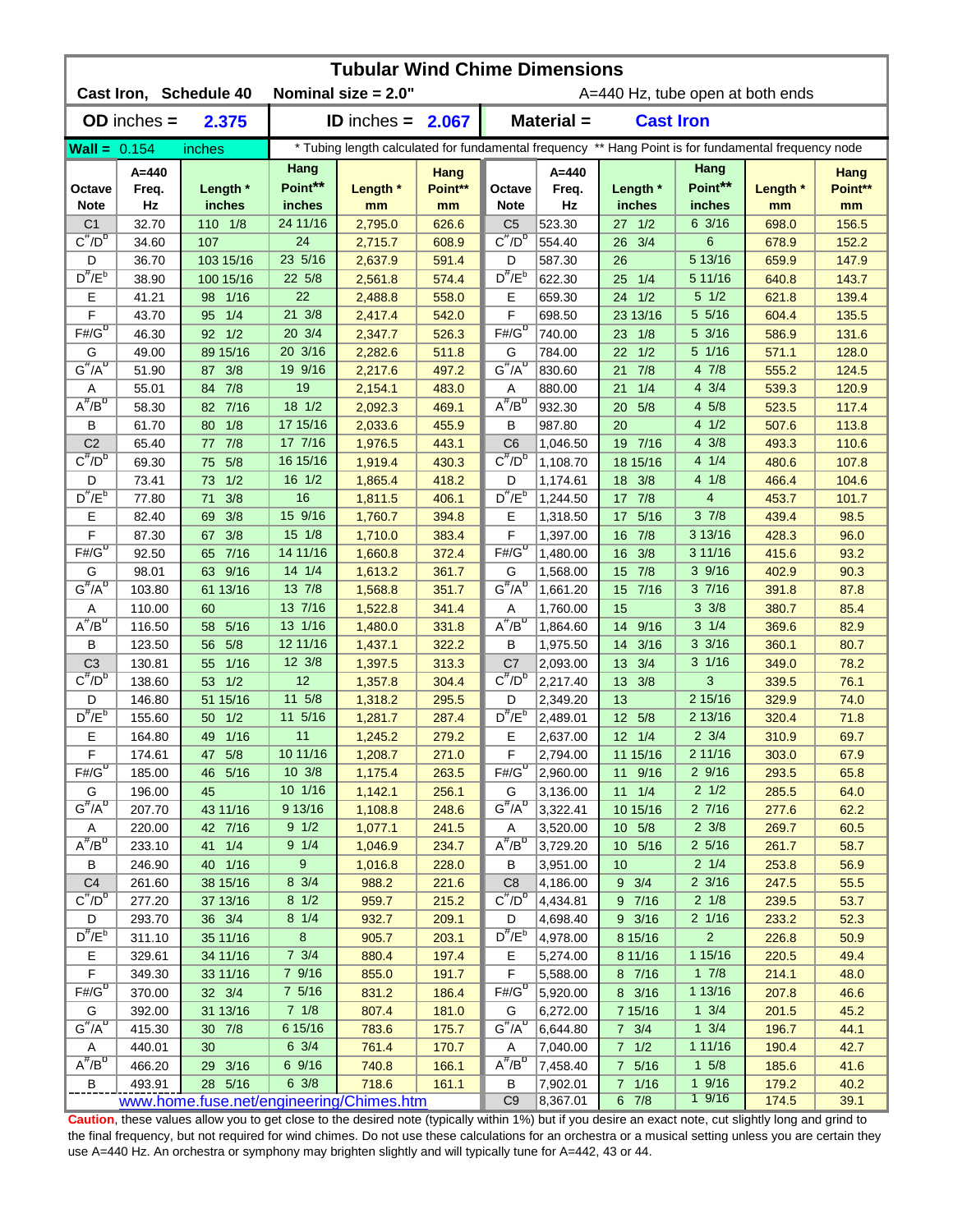# Tubular Wind Chime Dimensions

**Cast Iron, Schedule 40** **Nominal size = 2.0"** A=440 Hz, tube open at both ends

**OD inches = 2.375** **ID inches = 2.067** **Material = Cast Iron**

**Wall =** 0.154 inches

\* Tubing length calculated for fundamental frequency ** Hang Point is for fundamental frequency node

| Octave Note | A=440 Freq. Hz | Length * inches | Hang Point** inches | Length * mm | Hang Point** mm | Octave Note | A=440 Freq. Hz | Length * inches | Hang Point** inches | Length * mm | Hang Point** mm |
|---|---|---|---|---|---|---|---|---|---|---|---|
| C1 | 32.70 | 110 1/8 | 24 11/16 | 2,795.0 | 626.6 | C5 | 523.30 | 27 1/2 | 6 3/16 | 698.0 | 156.5 |
| C#/Db | 34.60 | 107 | 24 | 2,715.7 | 608.9 | C#/Db | 554.40 | 26 3/4 | 6 | 678.9 | 152.2 |
| D | 36.70 | 103 15/16 | 23 5/16 | 2,637.9 | 591.4 | D | 587.30 | 26 | 5 13/16 | 659.9 | 147.9 |
| D#/Eb | 38.90 | 100 15/16 | 22 5/8 | 2,561.8 | 574.4 | D#/Eb | 622.30 | 25 1/4 | 5 11/16 | 640.8 | 143.7 |
| E | 41.21 | 98 1/16 | 22 | 2,488.8 | 558.0 | E | 659.30 | 24 1/2 | 5 1/2 | 621.8 | 139.4 |
| F | 43.70 | 95 1/4 | 21 3/8 | 2,417.4 | 542.0 | F | 698.50 | 23 13/16 | 5 5/16 | 604.4 | 135.5 |
| F#/Gb | 46.30 | 92 1/2 | 20 3/4 | 2,347.7 | 526.3 | F#/Gb | 740.00 | 23 1/8 | 5 3/16 | 586.9 | 131.6 |
| G | 49.00 | 89 15/16 | 20 3/16 | 2,282.6 | 511.8 | G | 784.00 | 22 1/2 | 5 1/16 | 571.1 | 128.0 |
| G#/Ab | 51.90 | 87 3/8 | 19 9/16 | 2,217.6 | 497.2 | G#/Ab | 830.60 | 21 7/8 | 4 7/8 | 555.2 | 124.5 |
| A | 55.01 | 84 7/8 | 19 | 2,154.1 | 483.0 | A | 880.00 | 21 1/4 | 4 3/4 | 539.3 | 120.9 |
| A#/Bb | 58.30 | 82 7/16 | 18 1/2 | 2,092.3 | 469.1 | A#/Bb | 932.30 | 20 5/8 | 4 5/8 | 523.5 | 117.4 |
| B | 61.70 | 80 1/8 | 17 15/16 | 2,033.6 | 455.9 | B | 987.80 | 20 | 4 1/2 | 507.6 | 113.8 |
| C2 | 65.40 | 77 7/8 | 17 7/16 | 1,976.5 | 443.1 | C6 | 1,046.50 | 19 7/16 | 4 3/8 | 493.3 | 110.6 |
| C#/Db | 69.30 | 75 5/8 | 16 15/16 | 1,919.4 | 430.3 | C#/Db | 1,108.70 | 18 15/16 | 4 1/4 | 480.6 | 107.8 |
| D | 73.41 | 73 1/2 | 16 1/2 | 1,865.4 | 418.2 | D | 1,174.61 | 18 3/8 | 4 1/8 | 466.4 | 104.6 |
| D#/Eb | 77.80 | 71 3/8 | 16 | 1,811.5 | 406.1 | D#/Eb | 1,244.50 | 17 7/8 | 4 | 453.7 | 101.7 |
| E | 82.40 | 69 3/8 | 15 9/16 | 1,760.7 | 394.8 | E | 1,318.50 | 17 5/16 | 3 7/8 | 439.4 | 98.5 |
| F | 87.30 | 67 3/8 | 15 1/8 | 1,710.0 | 383.4 | F | 1,397.00 | 16 7/8 | 3 13/16 | 428.3 | 96.0 |
| F#/Gb | 92.50 | 65 7/16 | 14 11/16 | 1,660.8 | 372.4 | F#/Gb | 1,480.00 | 16 3/8 | 3 11/16 | 415.6 | 93.2 |
| G | 98.01 | 63 9/16 | 14 1/4 | 1,613.2 | 361.7 | G | 1,568.00 | 15 7/8 | 3 9/16 | 402.9 | 90.3 |
| G#/Ab | 103.80 | 61 13/16 | 13 7/8 | 1,568.8 | 351.7 | G#/Ab | 1,661.20 | 15 7/16 | 3 7/16 | 391.8 | 87.8 |
| A | 110.00 | 60 | 13 7/16 | 1,522.8 | 341.4 | A | 1,760.00 | 15 | 3 3/8 | 380.7 | 85.4 |
| A#/Bb | 116.50 | 58 5/16 | 13 1/16 | 1,480.0 | 331.8 | A#/Bb | 1,864.60 | 14 9/16 | 3 1/4 | 369.6 | 82.9 |
| B | 123.50 | 56 5/8 | 12 11/16 | 1,437.1 | 322.2 | B | 1,975.50 | 14 3/16 | 3 3/16 | 360.1 | 80.7 |
| C3 | 130.81 | 55 1/16 | 12 3/8 | 1,397.5 | 313.3 | C7 | 2,093.00 | 13 3/4 | 3 1/16 | 349.0 | 78.2 |
| C#/Db | 138.60 | 53 1/2 | 12 | 1,357.8 | 304.4 | C#/Db | 2,217.40 | 13 3/8 | 3 | 339.5 | 76.1 |
| D | 146.80 | 51 15/16 | 11 5/8 | 1,318.2 | 295.5 | D | 2,349.20 | 13 | 2 15/16 | 329.9 | 74.0 |
| D#/Eb | 155.60 | 50 1/2 | 11 5/16 | 1,281.7 | 287.4 | D#/Eb | 2,489.01 | 12 5/8 | 2 13/16 | 320.4 | 71.8 |
| E | 164.80 | 49 1/16 | 11 | 1,245.2 | 279.2 | E | 2,637.00 | 12 1/4 | 2 3/4 | 310.9 | 69.7 |
| F | 174.61 | 47 5/8 | 10 11/16 | 1,208.7 | 271.0 | F | 2,794.00 | 11 15/16 | 2 11/16 | 303.0 | 67.9 |
| F#/Gb | 185.00 | 46 5/16 | 10 3/8 | 1,175.4 | 263.5 | F#/Gb | 2,960.00 | 11 9/16 | 2 9/16 | 293.5 | 65.8 |
| G | 196.00 | 45 | 10 1/16 | 1,142.1 | 256.1 | G | 3,136.00 | 11 1/4 | 2 1/2 | 285.5 | 64.0 |
| G#/Ab | 207.70 | 43 11/16 | 9 13/16 | 1,108.8 | 248.6 | G#/Ab | 3,322.41 | 10 15/16 | 2 7/16 | 277.6 | 62.2 |
| A | 220.00 | 42 7/16 | 9 1/2 | 1,077.1 | 241.5 | A | 3,520.00 | 10 5/8 | 2 3/8 | 269.7 | 60.5 |
| A#/Bb | 233.10 | 41 1/4 | 9 1/4 | 1,046.9 | 234.7 | A#/Bb | 3,729.20 | 10 5/16 | 2 5/16 | 261.7 | 58.7 |
| B | 246.90 | 40 1/16 | 9 | 1,016.8 | 228.0 | B | 3,951.00 | 10 | 2 1/4 | 253.8 | 56.9 |
| C4 | 261.60 | 38 15/16 | 8 3/4 | 988.2 | 221.6 | C8 | 4,186.00 | 9 3/4 | 2 3/16 | 247.5 | 55.5 |
| C#/Db | 277.20 | 37 13/16 | 8 1/2 | 959.7 | 215.2 | C#/Db | 4,434.81 | 9 7/16 | 2 1/8 | 239.5 | 53.7 |
| D | 293.70 | 36 3/4 | 8 1/4 | 932.7 | 209.1 | D | 4,698.40 | 9 3/16 | 2 1/16 | 233.2 | 52.3 |
| D#/Eb | 311.10 | 35 11/16 | 8 | 905.7 | 203.1 | D#/Eb | 4,978.00 | 8 15/16 | 2 | 226.8 | 50.9 |
| E | 329.61 | 34 11/16 | 7 3/4 | 880.4 | 197.4 | E | 5,274.00 | 8 11/16 | 1 15/16 | 220.5 | 49.4 |
| F | 349.30 | 33 11/16 | 7 9/16 | 855.0 | 191.7 | F | 5,588.00 | 8 7/16 | 1 7/8 | 214.1 | 48.0 |
| F#/Gb | 370.00 | 32 3/4 | 7 5/16 | 831.2 | 186.4 | F#/Gb | 5,920.00 | 8 3/16 | 1 13/16 | 207.8 | 46.6 |
| G | 392.00 | 31 13/16 | 7 1/8 | 807.4 | 181.0 | G | 6,272.00 | 7 15/16 | 1 3/4 | 201.5 | 45.2 |
| G#/Ab | 415.30 | 30 7/8 | 6 15/16 | 783.6 | 175.7 | G#/Ab | 6,644.80 | 7 3/4 | 1 3/4 | 196.7 | 44.1 |
| A | 440.01 | 30 | 6 3/4 | 761.4 | 170.7 | A | 7,040.00 | 7 1/2 | 1 11/16 | 190.4 | 42.7 |
| A#/Bb | 466.20 | 29 3/16 | 6 9/16 | 740.8 | 166.1 | A#/Bb | 7,458.40 | 7 5/16 | 1 5/8 | 185.6 | 41.6 |
| B | 493.91 | 28 5/16 | 6 3/8 | 718.6 | 161.1 | B | 7,902.01 | 7 1/16 | 1 9/16 | 179.2 | 40.2 |
| | | | | | | C9 | 8,367.01 | 6 7/8 | 1 9/16 | 174.5 | 39.1 |

www.home.fuse.net/engineering/Chimes.htm

**Caution**, these values allow you to get close to the desired note (typically within 1%) but if you desire an exact note, cut slightly long and grind to the final frequency, but not required for wind chimes. Do not use these calculations for an orchestra or a musical setting unless you are certain they use A=440 Hz. An orchestra or symphony may brighten slightly and will typically tune for A=442, 43 or 44.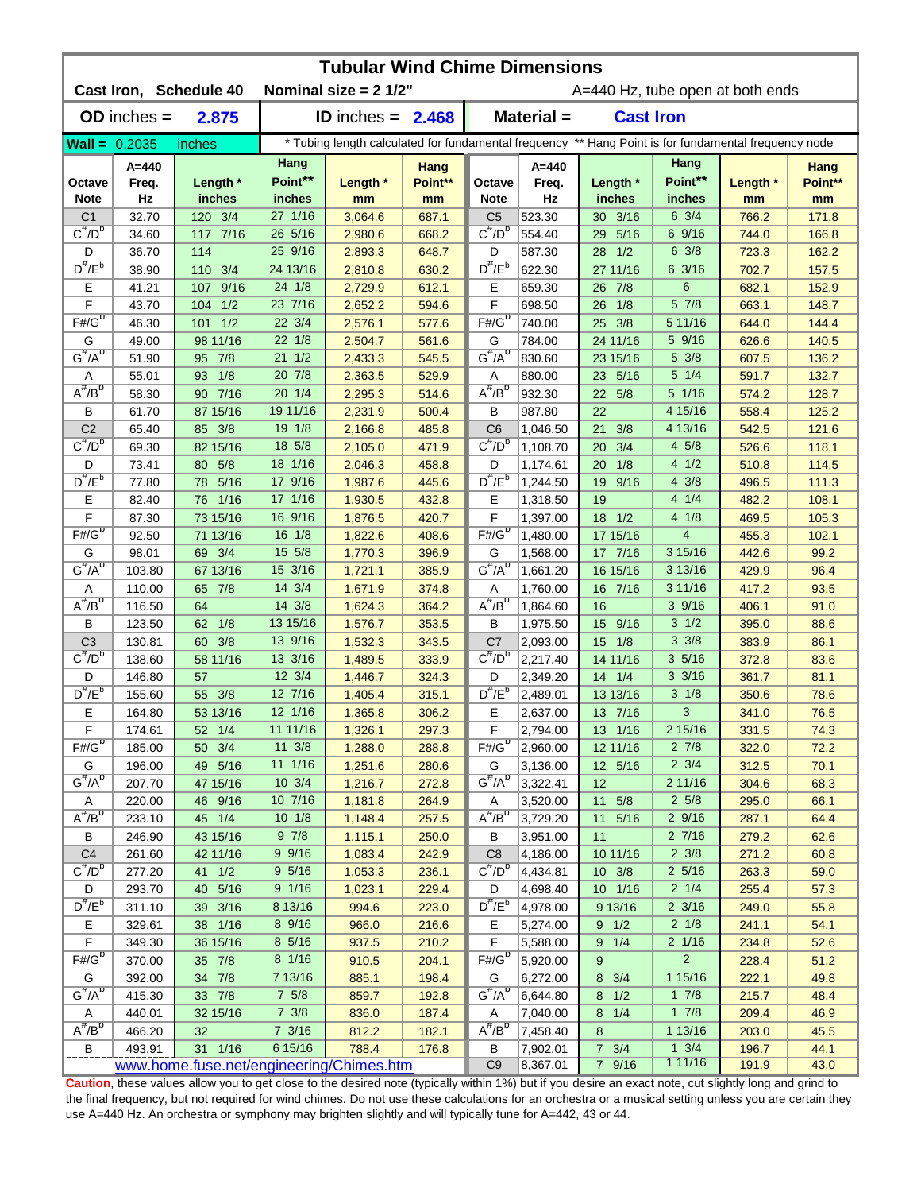# Tubular Wind Chime Dimensions

**Cast Iron, Schedule 40** **Nominal size = 2 1/2"** A=440 Hz, tube open at both ends

**OD inches = 2.875** **ID inches = 2.468** **Material = Cast Iron**

**Wall =** 0.2035 inches

\* Tubing length calculated for fundamental frequency \*\* Hang Point is for fundamental frequency node

| Octave Note | A=440 Freq. Hz | Length * inches | Hang Point** inches | Length * mm | Hang Point** mm | Octave Note | A=440 Freq. Hz | Length * inches | Hang Point** inches | Length * mm | Hang Point** mm |
|---|---|---|---|---|---|---|---|---|---|---|---|
| C1 | 32.70 | 120 3/4 | 27 1/16 | 3,064.6 | 687.1 | C5 | 523.30 | 30 3/16 | 6 3/4 | 766.2 | 171.8 |
| C#/Db | 34.60 | 117 7/16 | 26 5/16 | 2,980.6 | 668.2 | C#/Db | 554.40 | 29 5/16 | 6 9/16 | 744.0 | 166.8 |
| D | 36.70 | 114 | 25 9/16 | 2,893.3 | 648.7 | D | 587.30 | 28 1/2 | 6 3/8 | 723.3 | 162.2 |
| D#/Eb | 38.90 | 110 3/4 | 24 13/16 | 2,810.8 | 630.2 | D#/Eb | 622.30 | 27 11/16 | 6 3/16 | 702.7 | 157.5 |
| E | 41.21 | 107 9/16 | 24 1/8 | 2,729.9 | 612.1 | E | 659.30 | 26 7/8 | 6 | 682.1 | 152.9 |
| F | 43.70 | 104 1/2 | 23 7/16 | 2,652.2 | 594.6 | F | 698.50 | 26 1/8 | 5 7/8 | 663.1 | 148.7 |
| F#/Gb | 46.30 | 101 1/2 | 22 3/4 | 2,576.1 | 577.6 | F#/Gb | 740.00 | 25 3/8 | 5 11/16 | 644.0 | 144.4 |
| G | 49.00 | 98 11/16 | 22 1/8 | 2,504.7 | 561.6 | G | 784.00 | 24 11/16 | 5 9/16 | 626.6 | 140.5 |
| G#/Ab | 51.90 | 95 7/8 | 21 1/2 | 2,433.3 | 545.5 | G#/Ab | 830.60 | 23 15/16 | 5 3/8 | 607.5 | 136.2 |
| A | 55.01 | 93 1/8 | 20 7/8 | 2,363.5 | 529.9 | A | 880.00 | 23 5/16 | 5 1/4 | 591.7 | 132.7 |
| A#/Bb | 58.30 | 90 7/16 | 20 1/4 | 2,295.3 | 514.6 | A#/Bb | 932.30 | 22 5/8 | 5 1/16 | 574.2 | 128.7 |
| B | 61.70 | 87 15/16 | 19 11/16 | 2,231.9 | 500.4 | B | 987.80 | 22 | 4 15/16 | 558.4 | 125.2 |
| C2 | 65.40 | 85 3/8 | 19 1/8 | 2,166.8 | 485.8 | C6 | 1,046.50 | 21 3/8 | 4 13/16 | 542.5 | 121.6 |
| C#/Db | 69.30 | 82 15/16 | 18 5/8 | 2,105.0 | 471.9 | C#/Db | 1,108.70 | 20 3/4 | 4 5/8 | 526.6 | 118.1 |
| D | 73.41 | 80 5/8 | 18 1/16 | 2,046.3 | 458.8 | D | 1,174.61 | 20 1/8 | 4 1/2 | 510.8 | 114.5 |
| D#/Eb | 77.80 | 78 5/16 | 17 9/16 | 1,987.6 | 445.6 | D#/Eb | 1,244.50 | 19 9/16 | 4 3/8 | 496.5 | 111.3 |
| E | 82.40 | 76 1/16 | 17 1/16 | 1,930.5 | 432.8 | E | 1,318.50 | 19 | 4 1/4 | 482.2 | 108.1 |
| F | 87.30 | 73 15/16 | 16 9/16 | 1,876.5 | 420.7 | F | 1,397.00 | 18 1/2 | 4 1/8 | 469.5 | 105.3 |
| F#/Gb | 92.50 | 71 13/16 | 16 1/8 | 1,822.6 | 408.6 | F#/Gb | 1,480.00 | 17 15/16 | 4 | 455.3 | 102.1 |
| G | 98.01 | 69 3/4 | 15 5/8 | 1,770.3 | 396.9 | G | 1,568.00 | 17 7/16 | 3 15/16 | 442.6 | 99.2 |
| G#/Ab | 103.80 | 67 13/16 | 15 3/16 | 1,721.1 | 385.9 | G#/Ab | 1,661.20 | 16 15/16 | 3 13/16 | 429.9 | 96.4 |
| A | 110.00 | 65 7/8 | 14 3/4 | 1,671.9 | 374.8 | A | 1,760.00 | 16 7/16 | 3 11/16 | 417.2 | 93.5 |
| A#/Bb | 116.50 | 64 | 14 3/8 | 1,624.3 | 364.2 | A#/Bb | 1,864.60 | 16 | 3 9/16 | 406.1 | 91.0 |
| B | 123.50 | 62 1/8 | 13 15/16 | 1,576.7 | 353.5 | B | 1,975.50 | 15 9/16 | 3 1/2 | 395.0 | 88.6 |
| C3 | 130.81 | 60 3/8 | 13 9/16 | 1,532.3 | 343.5 | C7 | 2,093.00 | 15 1/8 | 3 3/8 | 383.9 | 86.1 |
| C#/Db | 138.60 | 58 11/16 | 13 3/16 | 1,489.5 | 333.9 | C#/Db | 2,217.40 | 14 11/16 | 3 5/16 | 372.8 | 83.6 |
| D | 146.80 | 57 | 12 3/4 | 1,446.7 | 324.3 | D | 2,349.20 | 14 1/4 | 3 3/16 | 361.7 | 81.1 |
| D#/Eb | 155.60 | 55 3/8 | 12 7/16 | 1,405.4 | 315.1 | D#/Eb | 2,489.01 | 13 13/16 | 3 1/8 | 350.6 | 78.6 |
| E | 164.80 | 53 13/16 | 12 1/16 | 1,365.8 | 306.2 | E | 2,637.00 | 13 7/16 | 3 | 341.0 | 76.5 |
| F | 174.61 | 52 1/4 | 11 11/16 | 1,326.1 | 297.3 | F | 2,794.00 | 13 1/16 | 2 15/16 | 331.5 | 74.3 |
| F#/Gb | 185.00 | 50 3/4 | 11 3/8 | 1,288.0 | 288.8 | F#/Gb | 2,960.00 | 12 11/16 | 2 7/8 | 322.0 | 72.2 |
| G | 196.00 | 49 5/16 | 11 1/16 | 1,251.6 | 280.6 | G | 3,136.00 | 12 5/16 | 2 3/4 | 312.5 | 70.1 |
| G#/Ab | 207.70 | 47 15/16 | 10 3/4 | 1,216.7 | 272.8 | G#/Ab | 3,322.41 | 12 | 2 11/16 | 304.6 | 68.3 |
| A | 220.00 | 46 9/16 | 10 7/16 | 1,181.8 | 264.9 | A | 3,520.00 | 11 5/8 | 2 5/8 | 295.0 | 66.1 |
| A#/Bb | 233.10 | 45 1/4 | 10 1/8 | 1,148.4 | 257.5 | A#/Bb | 3,729.20 | 11 5/16 | 2 9/16 | 287.1 | 64.4 |
| B | 246.90 | 43 15/16 | 9 7/8 | 1,115.1 | 250.0 | B | 3,951.00 | 11 | 2 7/16 | 279.2 | 62.6 |
| C4 | 261.60 | 42 11/16 | 9 9/16 | 1,083.4 | 242.9 | C8 | 4,186.00 | 10 11/16 | 2 3/8 | 271.2 | 60.8 |
| C#/Db | 277.20 | 41 1/2 | 9 5/16 | 1,053.3 | 236.1 | C#/Db | 4,434.81 | 10 3/8 | 2 5/16 | 263.3 | 59.0 |
| D | 293.70 | 40 5/16 | 9 1/16 | 1,023.1 | 229.4 | D | 4,698.40 | 10 1/16 | 2 1/4 | 255.4 | 57.3 |
| D#/Eb | 311.10 | 39 3/16 | 8 13/16 | 994.6 | 223.0 | D#/Eb | 4,978.00 | 9 13/16 | 2 3/16 | 249.0 | 55.8 |
| E | 329.61 | 38 1/16 | 8 9/16 | 966.0 | 216.6 | E | 5,274.00 | 9 1/2 | 2 1/8 | 241.1 | 54.1 |
| F | 349.30 | 36 15/16 | 8 5/16 | 937.5 | 210.2 | F | 5,588.00 | 9 1/4 | 2 1/16 | 234.8 | 52.6 |
| F#/Gb | 370.00 | 35 7/8 | 8 1/16 | 910.5 | 204.1 | F#/Gb | 5,920.00 | 9 | 2 | 228.4 | 51.2 |
| G | 392.00 | 34 7/8 | 7 13/16 | 885.1 | 198.4 | G | 6,272.00 | 8 3/4 | 1 15/16 | 222.1 | 49.8 |
| G#/Ab | 415.30 | 33 7/8 | 7 5/8 | 859.7 | 192.8 | G#/Ab | 6,644.80 | 8 1/2 | 1 7/8 | 215.7 | 48.4 |
| A | 440.01 | 32 15/16 | 7 3/8 | 836.0 | 187.4 | A | 7,040.00 | 8 1/4 | 1 7/8 | 209.4 | 46.9 |
| A#/Bb | 466.20 | 32 | 7 3/16 | 812.2 | 182.1 | A#/Bb | 7,458.40 | 8 | 1 13/16 | 203.0 | 45.5 |
| B | 493.91 | 31 1/16 | 6 15/16 | 788.4 | 176.8 | B | 7,902.01 | 7 3/4 | 1 3/4 | 196.7 | 44.1 |
| | | | | | | C9 | 8,367.01 | 7 9/16 | 1 11/16 | 191.9 | 43.0 |

www.home.fuse.net/engineering/Chimes.htm

**Caution**, these values allow you to get close to the desired note (typically within 1%) but if you desire an exact note, cut slightly long and grind to the final frequency, but not required for wind chimes. Do not use these calculations for an orchestra or a musical setting unless you are certain they use A=440 Hz. An orchestra or symphony may brighten slightly and will typically tune for A=442, 43 or 44.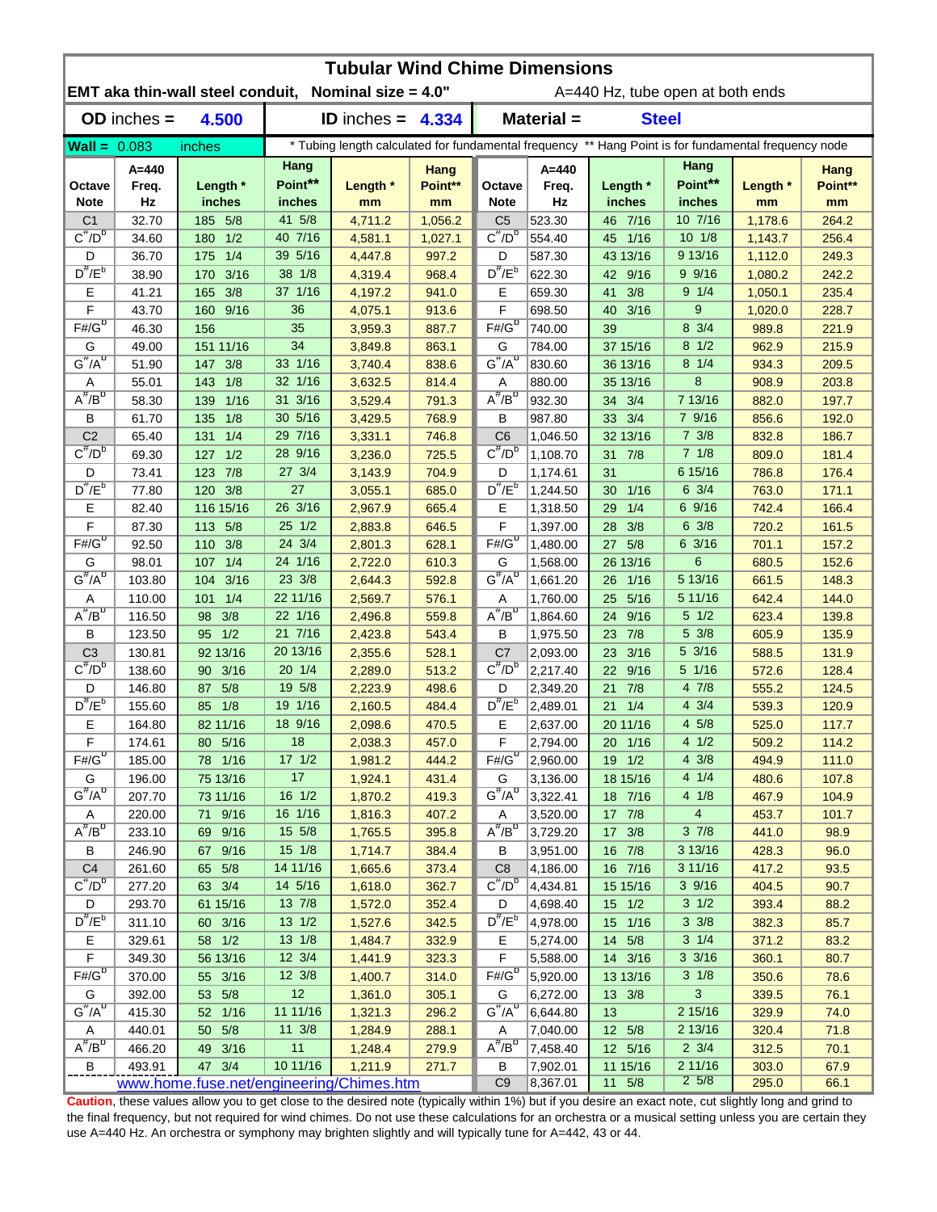# Tubular Wind Chime Dimensions

**EMT aka thin-wall steel conduit, Nominal size = 4.0"** A=440 Hz, tube open at both ends

**OD inches = 4.500** **ID inches = 4.334** **Material = Steel**

**Wall =** 0.083 inches

* Tubing length calculated for fundamental frequency ** Hang Point is for fundamental frequency node

| Octave Note | A=440 Freq. Hz | Length * inches | Hang Point** inches | Length * mm | Hang Point** mm | Octave Note | A=440 Freq. Hz | Length * inches | Hang Point** inches | Length * mm | Hang Point** mm |
|---|---|---|---|---|---|---|---|---|---|---|---|
| C1 | 32.70 | 185 5/8 | 41 5/8 | 4,711.2 | 1,056.2 | C5 | 523.30 | 46 7/16 | 10 7/16 | 1,178.6 | 264.2 |
| C#/Db | 34.60 | 180 1/2 | 40 7/16 | 4,581.1 | 1,027.1 | C#/Db | 554.40 | 45 1/16 | 10 1/8 | 1,143.7 | 256.4 |
| D | 36.70 | 175 1/4 | 39 5/16 | 4,447.8 | 997.2 | D | 587.30 | 43 13/16 | 9 13/16 | 1,112.0 | 249.3 |
| D#/Eb | 38.90 | 170 3/16 | 38 1/8 | 4,319.4 | 968.4 | D#/Eb | 622.30 | 42 9/16 | 9 9/16 | 1,080.2 | 242.2 |
| E | 41.21 | 165 3/8 | 37 1/16 | 4,197.2 | 941.0 | E | 659.30 | 41 3/8 | 9 1/4 | 1,050.1 | 235.4 |
| F | 43.70 | 160 9/16 | 36 | 4,075.1 | 913.6 | F | 698.50 | 40 3/16 | 9 | 1,020.0 | 228.7 |
| F#/Gb | 46.30 | 156 | 35 | 3,959.3 | 887.7 | F#/Gb | 740.00 | 39 | 8 3/4 | 989.8 | 221.9 |
| G | 49.00 | 151 11/16 | 34 | 3,849.8 | 863.1 | G | 784.00 | 37 15/16 | 8 1/2 | 962.9 | 215.9 |
| G#/Ab | 51.90 | 147 3/8 | 33 1/16 | 3,740.4 | 838.6 | G#/Ab | 830.60 | 36 13/16 | 8 1/4 | 934.3 | 209.5 |
| A | 55.01 | 143 1/8 | 32 1/16 | 3,632.5 | 814.4 | A | 880.00 | 35 13/16 | 8 | 908.9 | 203.8 |
| A#/Bb | 58.30 | 139 1/16 | 31 3/16 | 3,529.4 | 791.3 | A#/Bb | 932.30 | 34 3/4 | 7 13/16 | 882.0 | 197.7 |
| B | 61.70 | 135 1/8 | 30 5/16 | 3,429.5 | 768.9 | B | 987.80 | 33 3/4 | 7 9/16 | 856.6 | 192.0 |
| C2 | 65.40 | 131 1/4 | 29 7/16 | 3,331.1 | 746.8 | C6 | 1,046.50 | 32 13/16 | 7 3/8 | 832.8 | 186.7 |
| C#/Db | 69.30 | 127 1/2 | 28 9/16 | 3,236.0 | 725.5 | C#/Db | 1,108.70 | 31 7/8 | 7 1/8 | 809.0 | 181.4 |
| D | 73.41 | 123 7/8 | 27 3/4 | 3,143.9 | 704.9 | D | 1,174.61 | 31 | 6 15/16 | 786.8 | 176.4 |
| D#/Eb | 77.80 | 120 3/8 | 27 | 3,055.1 | 685.0 | D#/Eb | 1,244.50 | 30 1/16 | 6 3/4 | 763.0 | 171.1 |
| E | 82.40 | 116 15/16 | 26 3/16 | 2,967.9 | 665.4 | E | 1,318.50 | 29 1/4 | 6 9/16 | 742.4 | 166.4 |
| F | 87.30 | 113 5/8 | 25 1/2 | 2,883.8 | 646.5 | F | 1,397.00 | 28 3/8 | 6 3/8 | 720.2 | 161.5 |
| F#/Gb | 92.50 | 110 3/8 | 24 3/4 | 2,801.3 | 628.1 | F#/Gb | 1,480.00 | 27 5/8 | 6 3/16 | 701.1 | 157.2 |
| G | 98.01 | 107 1/4 | 24 1/16 | 2,722.0 | 610.3 | G | 1,568.00 | 26 13/16 | 6 | 680.5 | 152.6 |
| G#/Ab | 103.80 | 104 3/16 | 23 3/8 | 2,644.3 | 592.8 | G#/Ab | 1,661.20 | 26 1/16 | 5 13/16 | 661.5 | 148.3 |
| A | 110.00 | 101 1/4 | 22 11/16 | 2,569.7 | 576.1 | A | 1,760.00 | 25 5/16 | 5 11/16 | 642.4 | 144.0 |
| A#/Bb | 116.50 | 98 3/8 | 22 1/16 | 2,496.8 | 559.8 | A#/Bb | 1,864.60 | 24 9/16 | 5 1/2 | 623.4 | 139.8 |
| B | 123.50 | 95 1/2 | 21 7/16 | 2,423.8 | 543.4 | B | 1,975.50 | 23 7/8 | 5 3/8 | 605.9 | 135.9 |
| C3 | 130.81 | 92 13/16 | 20 13/16 | 2,355.6 | 528.1 | C7 | 2,093.00 | 23 3/16 | 5 3/16 | 588.5 | 131.9 |
| C#/Db | 138.60 | 90 3/16 | 20 1/4 | 2,289.0 | 513.2 | C#/Db | 2,217.40 | 22 9/16 | 5 1/16 | 572.6 | 128.4 |
| D | 146.80 | 87 5/8 | 19 5/8 | 2,223.9 | 498.6 | D | 2,349.20 | 21 7/8 | 4 7/8 | 555.2 | 124.5 |
| D#/Eb | 155.60 | 85 1/8 | 19 1/16 | 2,160.5 | 484.4 | D#/Eb | 2,489.01 | 21 1/4 | 4 3/4 | 539.3 | 120.9 |
| E | 164.80 | 82 11/16 | 18 9/16 | 2,098.6 | 470.5 | E | 2,637.00 | 20 11/16 | 4 5/8 | 525.0 | 117.7 |
| F | 174.61 | 80 5/16 | 18 | 2,038.3 | 457.0 | F | 2,794.00 | 20 1/16 | 4 1/2 | 509.2 | 114.2 |
| F#/Gb | 185.00 | 78 1/16 | 17 1/2 | 1,981.2 | 444.2 | F#/Gb | 2,960.00 | 19 1/2 | 4 3/8 | 494.9 | 111.0 |
| G | 196.00 | 75 13/16 | 17 | 1,924.1 | 431.4 | G | 3,136.00 | 18 15/16 | 4 1/4 | 480.6 | 107.8 |
| G#/Ab | 207.70 | 73 11/16 | 16 1/2 | 1,870.2 | 419.3 | G#/Ab | 3,322.41 | 18 7/16 | 4 1/8 | 467.9 | 104.9 |
| A | 220.00 | 71 9/16 | 16 1/16 | 1,816.3 | 407.2 | A | 3,520.00 | 17 7/8 | 4 | 453.7 | 101.7 |
| A#/Bb | 233.10 | 69 9/16 | 15 5/8 | 1,765.5 | 395.8 | A#/Bb | 3,729.20 | 17 3/8 | 3 7/8 | 441.0 | 98.9 |
| B | 246.90 | 67 9/16 | 15 1/8 | 1,714.7 | 384.4 | B | 3,951.00 | 16 7/8 | 3 13/16 | 428.3 | 96.0 |
| C4 | 261.60 | 65 5/8 | 14 11/16 | 1,665.6 | 373.4 | C8 | 4,186.00 | 16 7/16 | 3 11/16 | 417.2 | 93.5 |
| C#/Db | 277.20 | 63 3/4 | 14 5/16 | 1,618.0 | 362.7 | C#/Db | 4,434.81 | 15 15/16 | 3 9/16 | 404.5 | 90.7 |
| D | 293.70 | 61 15/16 | 13 7/8 | 1,572.0 | 352.4 | D | 4,698.40 | 15 1/2 | 3 1/2 | 393.4 | 88.2 |
| D#/Eb | 311.10 | 60 3/16 | 13 1/2 | 1,527.6 | 342.5 | D#/Eb | 4,978.00 | 15 1/16 | 3 3/8 | 382.3 | 85.7 |
| E | 329.61 | 58 1/2 | 13 1/8 | 1,484.7 | 332.9 | E | 5,274.00 | 14 5/8 | 3 1/4 | 371.2 | 83.2 |
| F | 349.30 | 56 13/16 | 12 3/4 | 1,441.9 | 323.3 | F | 5,588.00 | 14 3/16 | 3 3/16 | 360.1 | 80.7 |
| F#/Gb | 370.00 | 55 3/16 | 12 3/8 | 1,400.7 | 314.0 | F#/Gb | 5,920.00 | 13 13/16 | 3 1/8 | 350.6 | 78.6 |
| G | 392.00 | 53 5/8 | 12 | 1,361.0 | 305.1 | G | 6,272.00 | 13 3/8 | 3 | 339.5 | 76.1 |
| G#/Ab | 415.30 | 52 1/16 | 11 11/16 | 1,321.3 | 296.2 | G#/Ab | 6,644.80 | 13 | 2 15/16 | 329.9 | 74.0 |
| A | 440.01 | 50 5/8 | 11 3/8 | 1,284.9 | 288.1 | A | 7,040.00 | 12 5/8 | 2 13/16 | 320.4 | 71.8 |
| A#/Bb | 466.20 | 49 3/16 | 11 | 1,248.4 | 279.9 | A#/Bb | 7,458.40 | 12 5/16 | 2 3/4 | 312.5 | 70.1 |
| B | 493.91 | 47 3/4 | 10 11/16 | 1,211.9 | 271.7 | B | 7,902.01 | 11 15/16 | 2 11/16 | 303.0 | 67.9 |
| | | | | | | C9 | 8,367.01 | 11 5/8 | 2 5/8 | 295.0 | 66.1 |

www.home.fuse.net/engineering/Chimes.htm

**Caution**, these values allow you to get close to the desired note (typically within 1%) but if you desire an exact note, cut slightly long and grind to the final frequency, but not required for wind chimes. Do not use these calculations for an orchestra or a musical setting unless you are certain they use A=440 Hz. An orchestra or symphony may brighten slightly and will typically tune for A=442, 43 or 44.